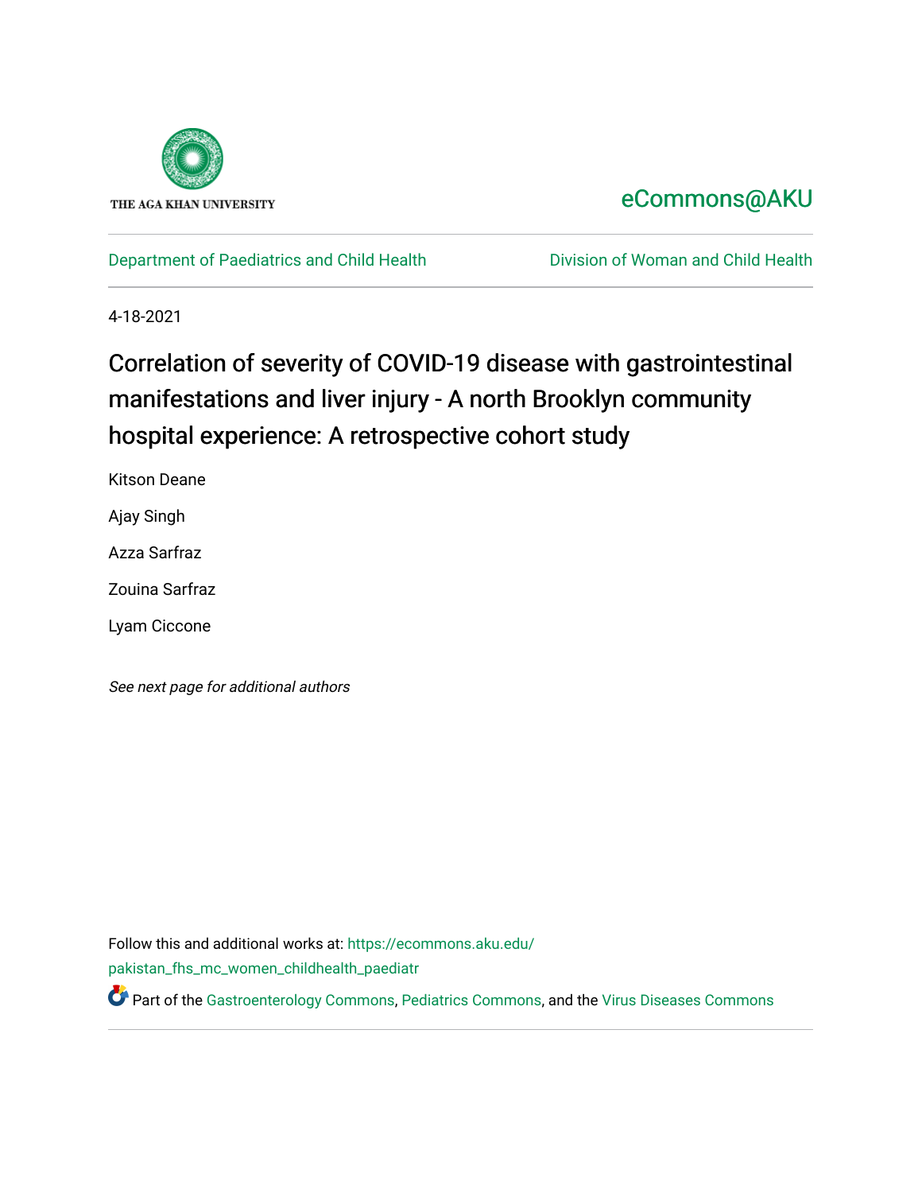THE AGA KHAN UNIVERSITY

eCommons@AKU

Department of Paediatrics and Child Health | Division of Woman and Child Health

4-18-2021

# Correlation of severity of COVID-19 disease with gastrointestinal manifestations and liver injury - A north Brooklyn community hospital experience: A retrospective cohort study

Kitson Deane

Ajay Singh

Azza Sarfraz

Zouina Sarfraz

Lyam Ciccone

*See next page for additional authors*

Follow this and additional works at: https://ecommons.aku.edu/pakistan_fhs_mc_women_childhealth_paediatr

Part of the Gastroenterology Commons, Pediatrics Commons, and the Virus Diseases Commons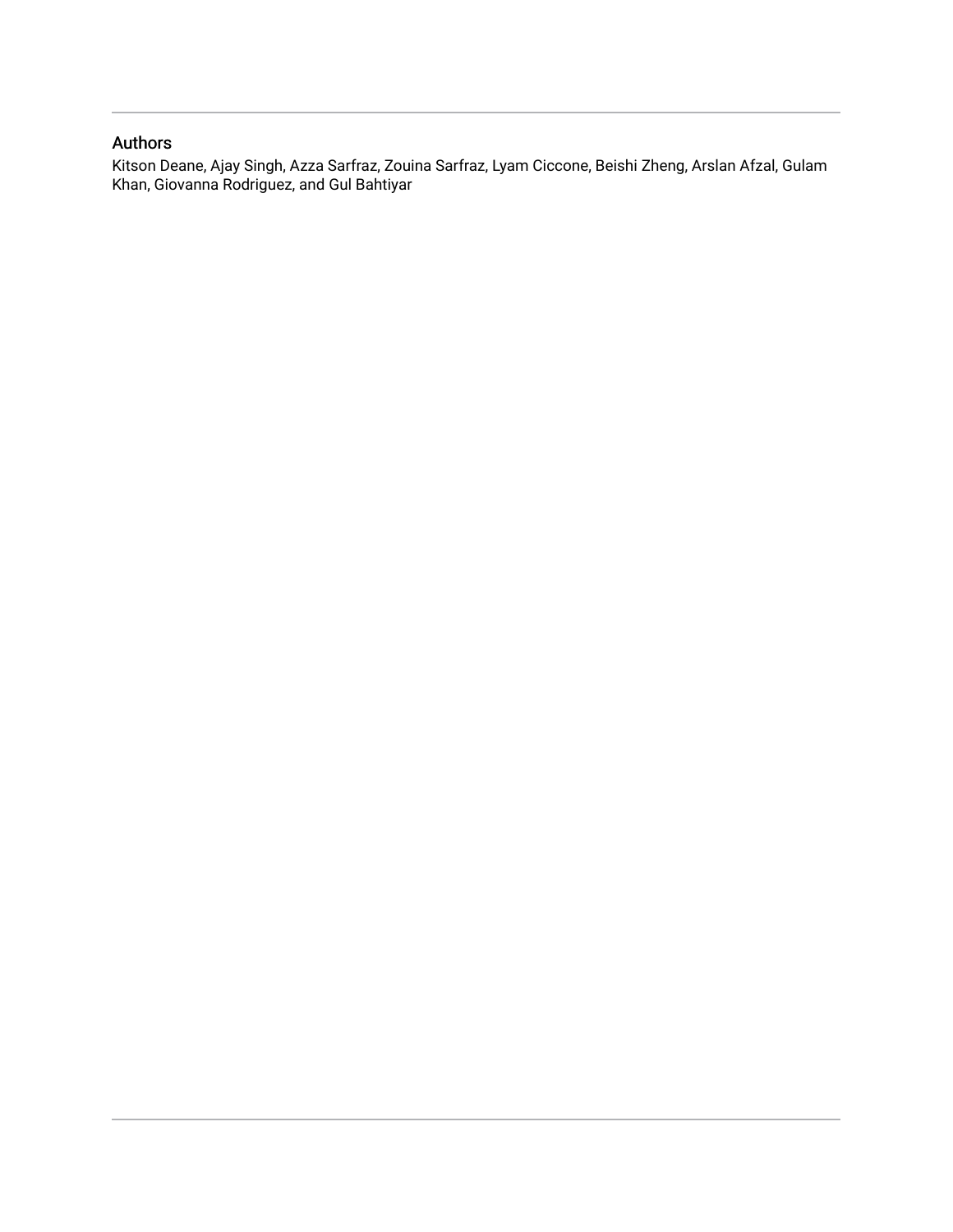## Authors

Kitson Deane, Ajay Singh, Azza Sarfraz, Zouina Sarfraz, Lyam Ciccone, Beishi Zheng, Arslan Afzal, Gulam Khan, Giovanna Rodriguez, and Gul Bahtiyar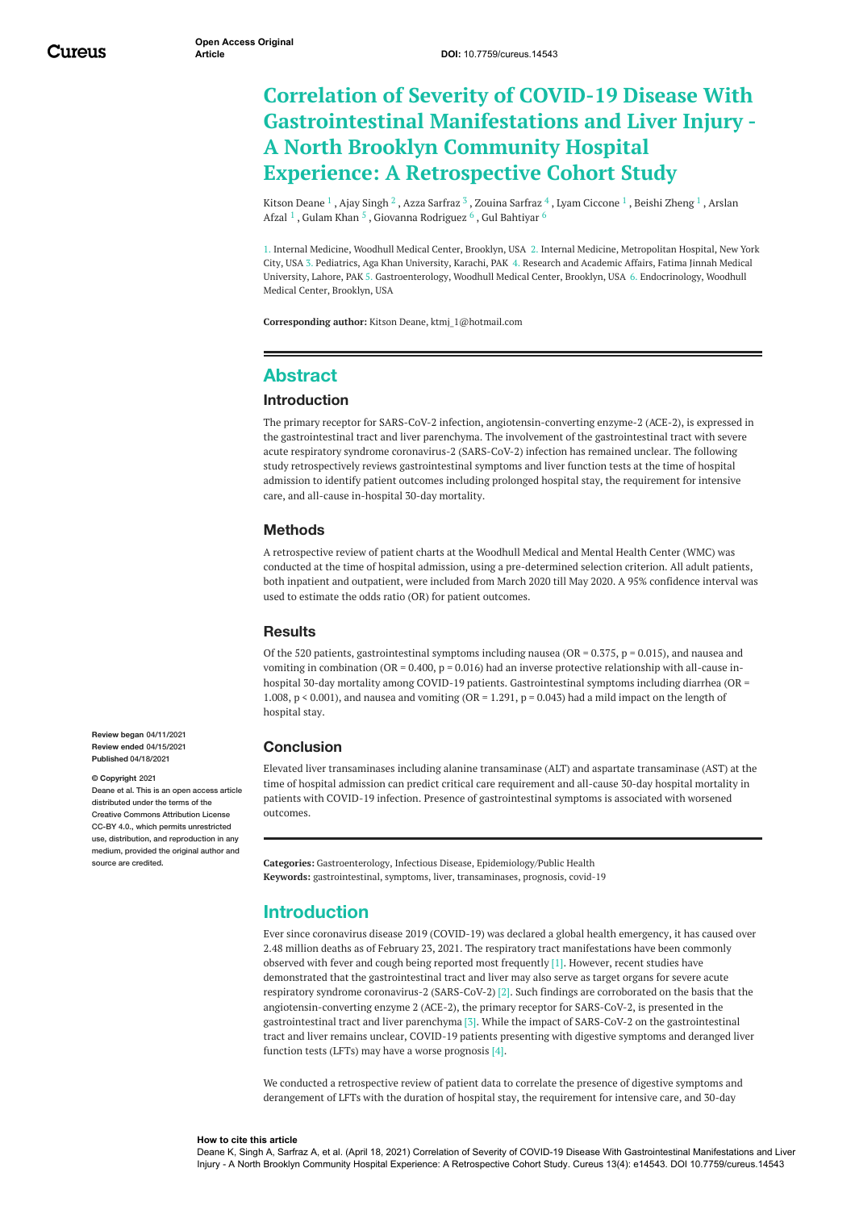# Correlation of Severity of COVID-19 Disease With Gastrointestinal Manifestations and Liver Injury - A North Brooklyn Community Hospital Experience: A Retrospective Cohort Study

Kitson Deane [1] , Ajay Singh [2] , Azza Sarfraz [3] , Zouina Sarfraz [4] , Lyam Ciccone [1] , Beishi Zheng [1] , Arslan Afzal [1] , Gulam Khan [5] , Giovanna Rodriguez [6] , Gul Bahtiyar [6]

1. Internal Medicine, Woodhull Medical Center, Brooklyn, USA 2. Internal Medicine, Metropolitan Hospital, New York City, USA 3. Pediatrics, Aga Khan University, Karachi, PAK 4. Research and Academic Affairs, Fatima Jinnah Medical University, Lahore, PAK 5. Gastroenterology, Woodhull Medical Center, Brooklyn, USA 6. Endocrinology, Woodhull Medical Center, Brooklyn, USA

**Corresponding author:** Kitson Deane, ktmj_1@hotmail.com

## Abstract

### Introduction

The primary receptor for SARS-CoV-2 infection, angiotensin-converting enzyme-2 (ACE-2), is expressed in the gastrointestinal tract and liver parenchyma. The involvement of the gastrointestinal tract with severe acute respiratory syndrome coronavirus-2 (SARS-CoV-2) infection has remained unclear. The following study retrospectively reviews gastrointestinal symptoms and liver function tests at the time of hospital admission to identify patient outcomes including prolonged hospital stay, the requirement for intensive care, and all-cause in-hospital 30-day mortality.

### Methods

A retrospective review of patient charts at the Woodhull Medical and Mental Health Center (WMC) was conducted at the time of hospital admission, using a pre-determined selection criterion. All adult patients, both inpatient and outpatient, were included from March 2020 till May 2020. A 95% confidence interval was used to estimate the odds ratio (OR) for patient outcomes.

### Results

Of the 520 patients, gastrointestinal symptoms including nausea (OR = 0.375, p = 0.015), and nausea and vomiting in combination (OR = 0.400, p = 0.016) had an inverse protective relationship with all-cause in-hospital 30-day mortality among COVID-19 patients. Gastrointestinal symptoms including diarrhea (OR = 1.008, p < 0.001), and nausea and vomiting (OR = 1.291, p = 0.043) had a mild impact on the length of hospital stay.

### Conclusion

Elevated liver transaminases including alanine transaminase (ALT) and aspartate transaminase (AST) at the time of hospital admission can predict critical care requirement and all-cause 30-day hospital mortality in patients with COVID-19 infection. Presence of gastrointestinal symptoms is associated with worsened outcomes.

**Review began** 04/11/2021
**Review ended** 04/15/2021
**Published** 04/18/2021

**© Copyright** 2021
Deane et al. This is an open access article distributed under the terms of the Creative Commons Attribution License CC-BY 4.0., which permits unrestricted use, distribution, and reproduction in any medium, provided the original author and source are credited.

**Categories:** Gastroenterology, Infectious Disease, Epidemiology/Public Health
**Keywords:** gastrointestinal, symptoms, liver, transaminases, prognosis, covid-19

## Introduction

Ever since coronavirus disease 2019 (COVID-19) was declared a global health emergency, it has caused over 2.48 million deaths as of February 23, 2021. The respiratory tract manifestations have been commonly observed with fever and cough being reported most frequently [1]. However, recent studies have demonstrated that the gastrointestinal tract and liver may also serve as target organs for severe acute respiratory syndrome coronavirus-2 (SARS-CoV-2) [2]. Such findings are corroborated on the basis that the angiotensin-converting enzyme 2 (ACE-2), the primary receptor for SARS-CoV-2, is presented in the gastrointestinal tract and liver parenchyma [3]. While the impact of SARS-CoV-2 on the gastrointestinal tract and liver remains unclear, COVID-19 patients presenting with digestive symptoms and deranged liver function tests (LFTs) may have a worse prognosis [4].

We conducted a retrospective review of patient data to correlate the presence of digestive symptoms and derangement of LFTs with the duration of hospital stay, the requirement for intensive care, and 30-day

**How to cite this article**
Deane K, Singh A, Sarfraz A, et al. (April 18, 2021) Correlation of Severity of COVID-19 Disease With Gastrointestinal Manifestations and Liver Injury - A North Brooklyn Community Hospital Experience: A Retrospective Cohort Study. Cureus 13(4): e14543. DOI 10.7759/cureus.14543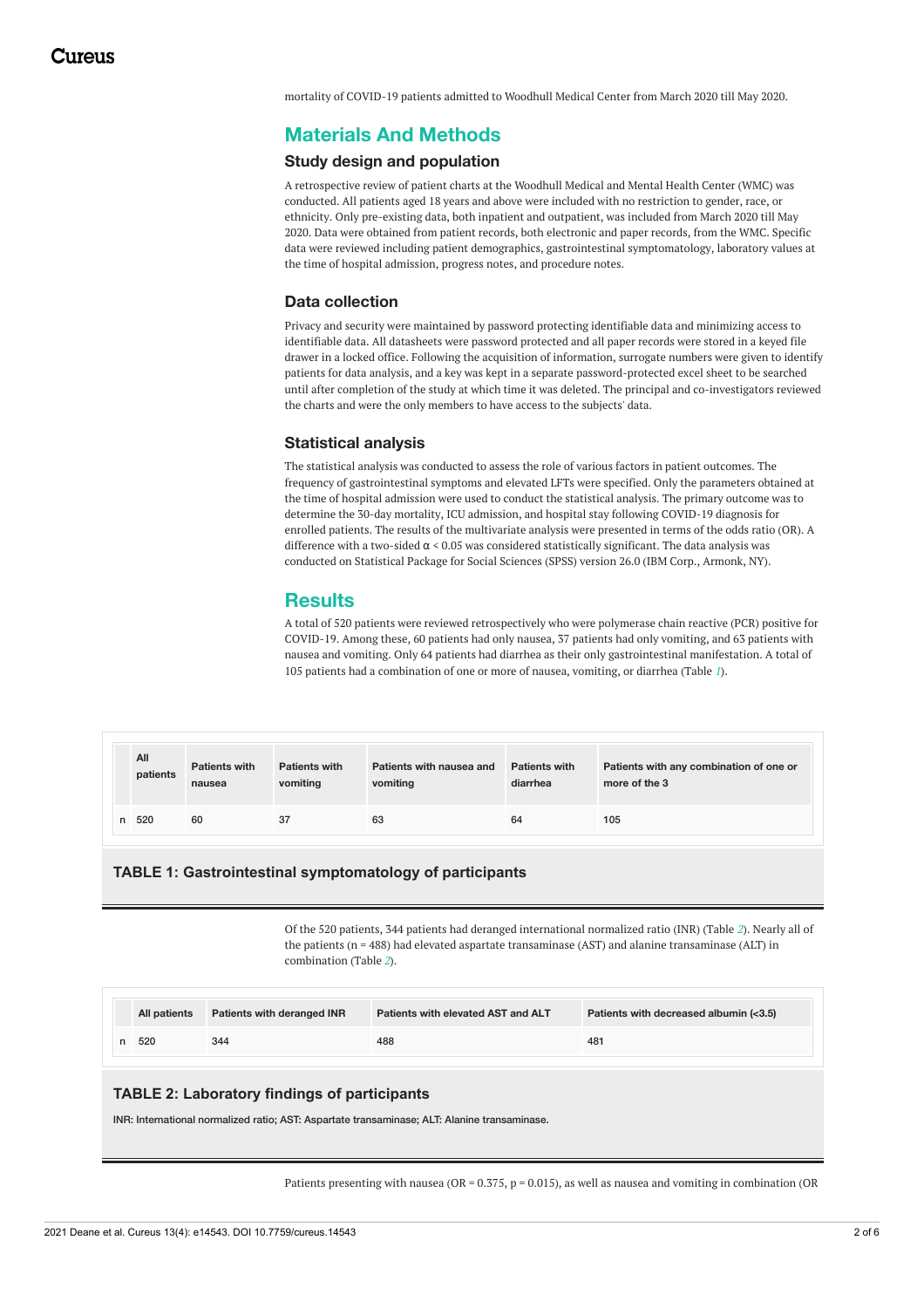mortality of COVID-19 patients admitted to Woodhull Medical Center from March 2020 till May 2020.

## Materials And Methods

### Study design and population

A retrospective review of patient charts at the Woodhull Medical and Mental Health Center (WMC) was conducted. All patients aged 18 years and above were included with no restriction to gender, race, or ethnicity. Only pre-existing data, both inpatient and outpatient, was included from March 2020 till May 2020. Data were obtained from patient records, both electronic and paper records, from the WMC. Specific data were reviewed including patient demographics, gastrointestinal symptomatology, laboratory values at the time of hospital admission, progress notes, and procedure notes.

### Data collection

Privacy and security were maintained by password protecting identifiable data and minimizing access to identifiable data. All datasheets were password protected and all paper records were stored in a keyed file drawer in a locked office. Following the acquisition of information, surrogate numbers were given to identify patients for data analysis, and a key was kept in a separate password-protected excel sheet to be searched until after completion of the study at which time it was deleted. The principal and co-investigators reviewed the charts and were the only members to have access to the subjects' data.

### Statistical analysis

The statistical analysis was conducted to assess the role of various factors in patient outcomes. The frequency of gastrointestinal symptoms and elevated LFTs were specified. Only the parameters obtained at the time of hospital admission were used to conduct the statistical analysis. The primary outcome was to determine the 30-day mortality, ICU admission, and hospital stay following COVID-19 diagnosis for enrolled patients. The results of the multivariate analysis were presented in terms of the odds ratio (OR). A difference with a two-sided $\alpha < 0.05$ was considered statistically significant. The data analysis was conducted on Statistical Package for Social Sciences (SPSS) version 26.0 (IBM Corp., Armonk, NY).

## Results

A total of 520 patients were reviewed retrospectively who were polymerase chain reactive (PCR) positive for COVID-19. Among these, 60 patients had only nausea, 37 patients had only vomiting, and 63 patients with nausea and vomiting. Only 64 patients had diarrhea as their only gastrointestinal manifestation. A total of 105 patients had a combination of one or more of nausea, vomiting, or diarrhea (Table 1).

| | All patients | Patients with nausea | Patients with vomiting | Patients with nausea and vomiting | Patients with diarrhea | Patients with any combination of one or more of the 3 |
|---|---|---|---|---|---|---|
| n | 520 | 60 | 37 | 63 | 64 | 105 |

**TABLE 1: Gastrointestinal symptomatology of participants**

Of the 520 patients, 344 patients had deranged international normalized ratio (INR) (Table 2). Nearly all of the patients (n = 488) had elevated aspartate transaminase (AST) and alanine transaminase (ALT) in combination (Table 2).

| | All patients | Patients with deranged INR | Patients with elevated AST and ALT | Patients with decreased albumin (<3.5) |
|---|---|---|---|---|
| n | 520 | 344 | 488 | 481 |

**TABLE 2: Laboratory findings of participants**

INR: International normalized ratio; AST: Aspartate transaminase; ALT: Alanine transaminase.

Patients presenting with nausea (OR = 0.375, p = 0.015), as well as nausea and vomiting in combination (OR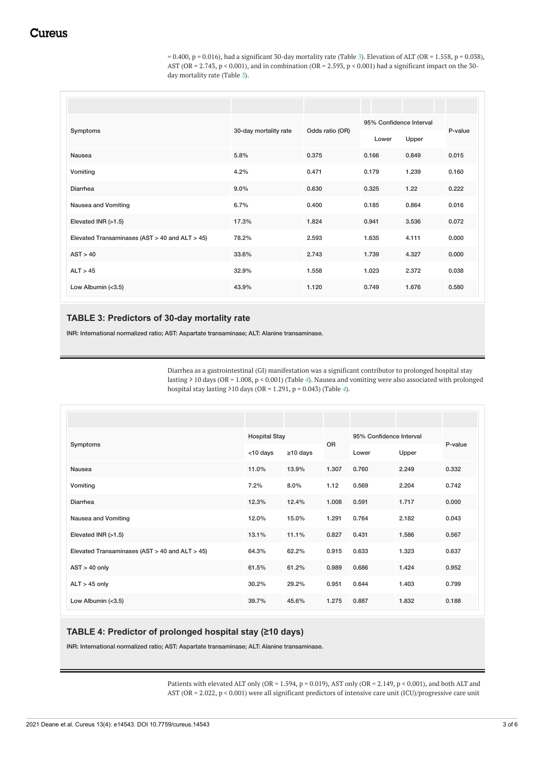= 0.400, p = 0.016), had a significant 30-day mortality rate (Table 3). Elevation of ALT (OR = 1.558, p = 0.038), AST (OR = 2.743, p < 0.001), and in combination (OR = 2.593, p < 0.001) had a significant impact on the 30-day mortality rate (Table 3).

| Symptoms | 30-day mortality rate | Odds ratio (OR) | 95% Confidence Interval | | P-value |
|---|---|---|---|---|---|
| | | | Lower | Upper | |
| Nausea | 5.8% | 0.375 | 0.166 | 0.849 | 0.015 |
| Vomiting | 4.2% | 0.471 | 0.179 | 1.239 | 0.160 |
| Diarrhea | 9.0% | 0.630 | 0.325 | 1.22 | 0.222 |
| Nausea and Vomiting | 6.7% | 0.400 | 0.185 | 0.864 | 0.016 |
| Elevated INR (>1.5) | 17.3% | 1.824 | 0.941 | 3.536 | 0.072 |
| Elevated Transaminases (AST > 40 and ALT > 45) | 78.2% | 2.593 | 1.635 | 4.111 | 0.000 |
| AST > 40 | 33.6% | 2.743 | 1.739 | 4.327 | 0.000 |
| ALT > 45 | 32.9% | 1.558 | 1.023 | 2.372 | 0.038 |
| Low Albumin (<3.5) | 43.9% | 1.120 | 0.749 | 1.676 | 0.580 |

**TABLE 3: Predictors of 30-day mortality rate**

INR: International normalized ratio; AST: Aspartate transaminase; ALT: Alanine transaminase.

Diarrhea as a gastrointestinal (GI) manifestation was a significant contributor to prolonged hospital stay lasting ≥ 10 days (OR = 1.008, p < 0.001) (Table 4). Nausea and vomiting were also associated with prolonged hospital stay lasting ≥10 days (OR = 1.291, p = 0.043) (Table 4).

| Symptoms | Hospital Stay | | OR | 95% Confidence Interval | | P-value |
|---|---|---|---|---|---|---|
| | <10 days | ≥10 days | | Lower | Upper | |
| Nausea | 11.0% | 13.9% | 1.307 | 0.760 | 2.249 | 0.332 |
| Vomiting | 7.2% | 8.0% | 1.12 | 0.569 | 2.204 | 0.742 |
| Diarrhea | 12.3% | 12.4% | 1.008 | 0.591 | 1.717 | 0.000 |
| Nausea and Vomiting | 12.0% | 15.0% | 1.291 | 0.764 | 2.182 | 0.043 |
| Elevated INR (>1.5) | 13.1% | 11.1% | 0.827 | 0.431 | 1.586 | 0.567 |
| Elevated Transaminases (AST > 40 and ALT > 45) | 64.3% | 62.2% | 0.915 | 0.633 | 1.323 | 0.637 |
| AST > 40 only | 61.5% | 61.2% | 0.989 | 0.686 | 1.424 | 0.952 |
| ALT > 45 only | 30.2% | 29.2% | 0.951 | 0.644 | 1.403 | 0.799 |
| Low Albumin (<3.5) | 39.7% | 45.6% | 1.275 | 0.887 | 1.832 | 0.188 |

**TABLE 4: Predictor of prolonged hospital stay (≥10 days)**

INR: International normalized ratio; AST: Aspartate transaminase; ALT: Alanine transaminase.

Patients with elevated ALT only (OR = 1.594, p = 0.019), AST only (OR = 2.149, p < 0.001), and both ALT and AST (OR = 2.022, p < 0.001) were all significant predictors of intensive care unit (ICU)/progressive care unit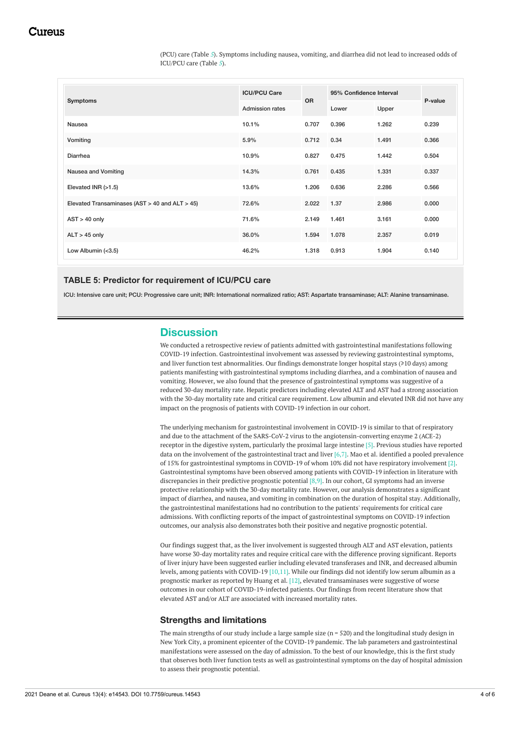(PCU) care (Table 5). Symptoms including nausea, vomiting, and diarrhea did not lead to increased odds of ICU/PCU care (Table 5).

| Symptoms | ICU/PCU Care | OR | 95% Confidence Interval | | P-value |
|---|---|---|---|---|---|
| | Admission rates | | Lower | Upper | |
| Nausea | 10.1% | 0.707 | 0.396 | 1.262 | 0.239 |
| Vomiting | 5.9% | 0.712 | 0.34 | 1.491 | 0.366 |
| Diarrhea | 10.9% | 0.827 | 0.475 | 1.442 | 0.504 |
| Nausea and Vomiting | 14.3% | 0.761 | 0.435 | 1.331 | 0.337 |
| Elevated INR (>1.5) | 13.6% | 1.206 | 0.636 | 2.286 | 0.566 |
| Elevated Transaminases (AST > 40 and ALT > 45) | 72.6% | 2.022 | 1.37 | 2.986 | 0.000 |
| AST > 40 only | 71.6% | 2.149 | 1.461 | 3.161 | 0.000 |
| ALT > 45 only | 36.0% | 1.594 | 1.078 | 2.357 | 0.019 |
| Low Albumin (<3.5) | 46.2% | 1.318 | 0.913 | 1.904 | 0.140 |

**TABLE 5: Predictor for requirement of ICU/PCU care**

ICU: Intensive care unit; PCU: Progressive care unit; INR: International normalized ratio; AST: Aspartate transaminase; ALT: Alanine transaminase.

## Discussion

We conducted a retrospective review of patients admitted with gastrointestinal manifestations following COVID-19 infection. Gastrointestinal involvement was assessed by reviewing gastrointestinal symptoms, and liver function test abnormalities. Our findings demonstrate longer hospital stays (≥10 days) among patients manifesting with gastrointestinal symptoms including diarrhea, and a combination of nausea and vomiting. However, we also found that the presence of gastrointestinal symptoms was suggestive of a reduced 30-day mortality rate. Hepatic predictors including elevated ALT and AST had a strong association with the 30-day mortality rate and critical care requirement. Low albumin and elevated INR did not have any impact on the prognosis of patients with COVID-19 infection in our cohort.

The underlying mechanism for gastrointestinal involvement in COVID-19 is similar to that of respiratory and due to the attachment of the SARS-CoV-2 virus to the angiotensin-converting enzyme 2 (ACE-2) receptor in the digestive system, particularly the proximal large intestine [5]. Previous studies have reported data on the involvement of the gastrointestinal tract and liver [6,7]. Mao et al. identified a pooled prevalence of 15% for gastrointestinal symptoms in COVID-19 of whom 10% did not have respiratory involvement [2]. Gastrointestinal symptoms have been observed among patients with COVID-19 infection in literature with discrepancies in their predictive prognostic potential [8,9]. In our cohort, GI symptoms had an inverse protective relationship with the 30-day mortality rate. However, our analysis demonstrates a significant impact of diarrhea, and nausea, and vomiting in combination on the duration of hospital stay. Additionally, the gastrointestinal manifestations had no contribution to the patients' requirements for critical care admissions. With conflicting reports of the impact of gastrointestinal symptoms on COVID-19 infection outcomes, our analysis also demonstrates both their positive and negative prognostic potential.

Our findings suggest that, as the liver involvement is suggested through ALT and AST elevation, patients have worse 30-day mortality rates and require critical care with the difference proving significant. Reports of liver injury have been suggested earlier including elevated transferases and INR, and decreased albumin levels, among patients with COVID-19 [10,11]. While our findings did not identify low serum albumin as a prognostic marker as reported by Huang et al. [12], elevated transaminases were suggestive of worse outcomes in our cohort of COVID-19-infected patients. Our findings from recent literature show that elevated AST and/or ALT are associated with increased mortality rates.

### Strengths and limitations

The main strengths of our study include a large sample size (n = 520) and the longitudinal study design in New York City, a prominent epicenter of the COVID-19 pandemic. The lab parameters and gastrointestinal manifestations were assessed on the day of admission. To the best of our knowledge, this is the first study that observes both liver function tests as well as gastrointestinal symptoms on the day of hospital admission to assess their prognostic potential.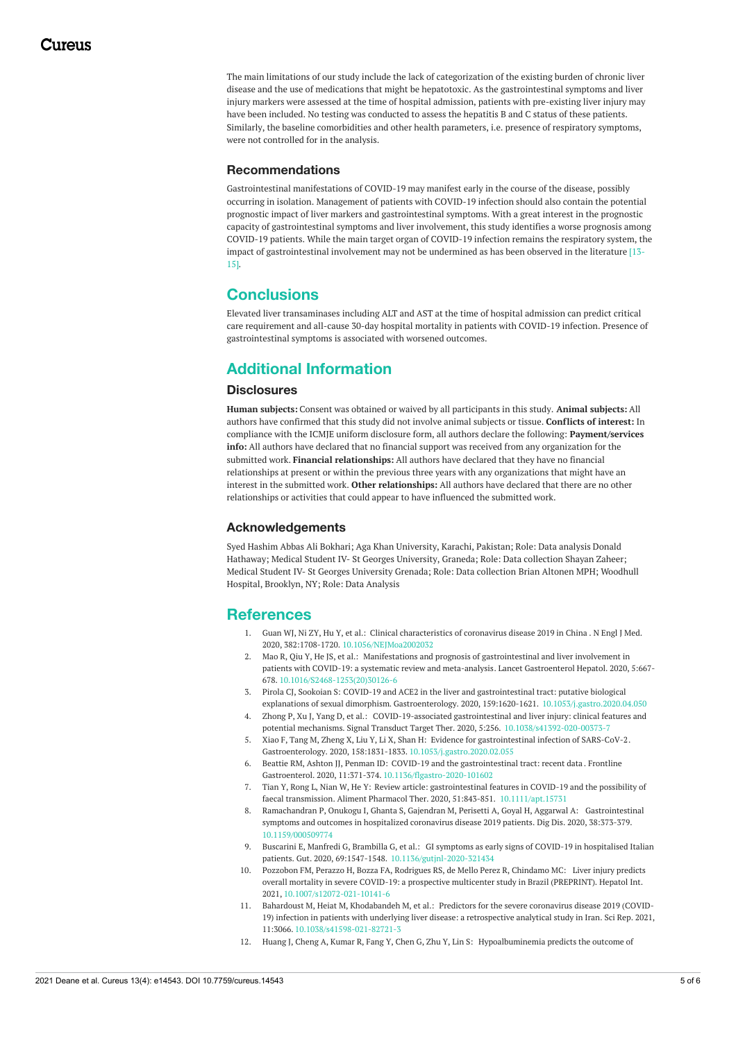The main limitations of our study include the lack of categorization of the existing burden of chronic liver disease and the use of medications that might be hepatotoxic. As the gastrointestinal symptoms and liver injury markers were assessed at the time of hospital admission, patients with pre-existing liver injury may have been included. No testing was conducted to assess the hepatitis B and C status of these patients. Similarly, the baseline comorbidities and other health parameters, i.e. presence of respiratory symptoms, were not controlled for in the analysis.

### Recommendations

Gastrointestinal manifestations of COVID-19 may manifest early in the course of the disease, possibly occurring in isolation. Management of patients with COVID-19 infection should also contain the potential prognostic impact of liver markers and gastrointestinal symptoms. With a great interest in the prognostic capacity of gastrointestinal symptoms and liver involvement, this study identifies a worse prognosis among COVID-19 patients. While the main target organ of COVID-19 infection remains the respiratory system, the impact of gastrointestinal involvement may not be undermined as has been observed in the literature [13-15].

## Conclusions

Elevated liver transaminases including ALT and AST at the time of hospital admission can predict critical care requirement and all-cause 30-day hospital mortality in patients with COVID-19 infection. Presence of gastrointestinal symptoms is associated with worsened outcomes.

## Additional Information

### Disclosures

**Human subjects:** Consent was obtained or waived by all participants in this study. **Animal subjects:** All authors have confirmed that this study did not involve animal subjects or tissue. **Conflicts of interest:** In compliance with the ICMJE uniform disclosure form, all authors declare the following: **Payment/services info:** All authors have declared that no financial support was received from any organization for the submitted work. **Financial relationships:** All authors have declared that they have no financial relationships at present or within the previous three years with any organizations that might have an interest in the submitted work. **Other relationships:** All authors have declared that there are no other relationships or activities that could appear to have influenced the submitted work.

### Acknowledgements

Syed Hashim Abbas Ali Bokhari; Aga Khan University, Karachi, Pakistan; Role: Data analysis Donald Hathaway; Medical Student IV- St Georges University, Graneda; Role: Data collection Shayan Zaheer; Medical Student IV- St Georges University Grenada; Role: Data collection Brian Altonen MPH; Woodhull Hospital, Brooklyn, NY; Role: Data Analysis

## References

1. Guan WJ, Ni ZY, Hu Y, et al.: Clinical characteristics of coronavirus disease 2019 in China . N Engl J Med. 2020, 382:1708-1720. 10.1056/NEJMoa2002032
2. Mao R, Qiu Y, He JS, et al.: Manifestations and prognosis of gastrointestinal and liver involvement in patients with COVID-19: a systematic review and meta-analysis. Lancet Gastroenterol Hepatol. 2020, 5:667-678. 10.1016/S2468-1253(20)30126-6
3. Pirola CJ, Sookoian S: COVID-19 and ACE2 in the liver and gastrointestinal tract: putative biological explanations of sexual dimorphism. Gastroenterology. 2020, 159:1620-1621. 10.1053/j.gastro.2020.04.050
4. Zhong P, Xu J, Yang D, et al.: COVID-19-associated gastrointestinal and liver injury: clinical features and potential mechanisms. Signal Transduct Target Ther. 2020, 5:256. 10.1038/s41392-020-00373-7
5. Xiao F, Tang M, Zheng X, Liu Y, Li X, Shan H: Evidence for gastrointestinal infection of SARS-CoV-2. Gastroenterology. 2020, 158:1831-1833. 10.1053/j.gastro.2020.02.055
6. Beattie RM, Ashton JJ, Penman ID: COVID-19 and the gastrointestinal tract: recent data . Frontline Gastroenterol. 2020, 11:371-374. 10.1136/flgastro-2020-101602
7. Tian Y, Rong L, Nian W, He Y: Review article: gastrointestinal features in COVID-19 and the possibility of faecal transmission. Aliment Pharmacol Ther. 2020, 51:843-851. 10.1111/apt.15731
8. Ramachandran P, Onukogu I, Ghanta S, Gajendran M, Perisetti A, Goyal H, Aggarwal A: Gastrointestinal symptoms and outcomes in hospitalized coronavirus disease 2019 patients. Dig Dis. 2020, 38:373-379. 10.1159/000509774
9. Buscarini E, Manfredi G, Brambilla G, et al.: GI symptoms as early signs of COVID-19 in hospitalised Italian patients. Gut. 2020, 69:1547-1548. 10.1136/gutjnl-2020-321434
10. Pozzobon FM, Perazzo H, Bozza FA, Rodrigues RS, de Mello Perez R, Chindamo MC: Liver injury predicts overall mortality in severe COVID-19: a prospective multicenter study in Brazil (PREPRINT). Hepatol Int. 2021, 10.1007/s12072-021-10141-6
11. Bahardoust M, Heiat M, Khodabandeh M, et al.: Predictors for the severe coronavirus disease 2019 (COVID-19) infection in patients with underlying liver disease: a retrospective analytical study in Iran. Sci Rep. 2021, 11:3066. 10.1038/s41598-021-82721-3
12. Huang J, Cheng A, Kumar R, Fang Y, Chen G, Zhu Y, Lin S: Hypoalbuminemia predicts the outcome of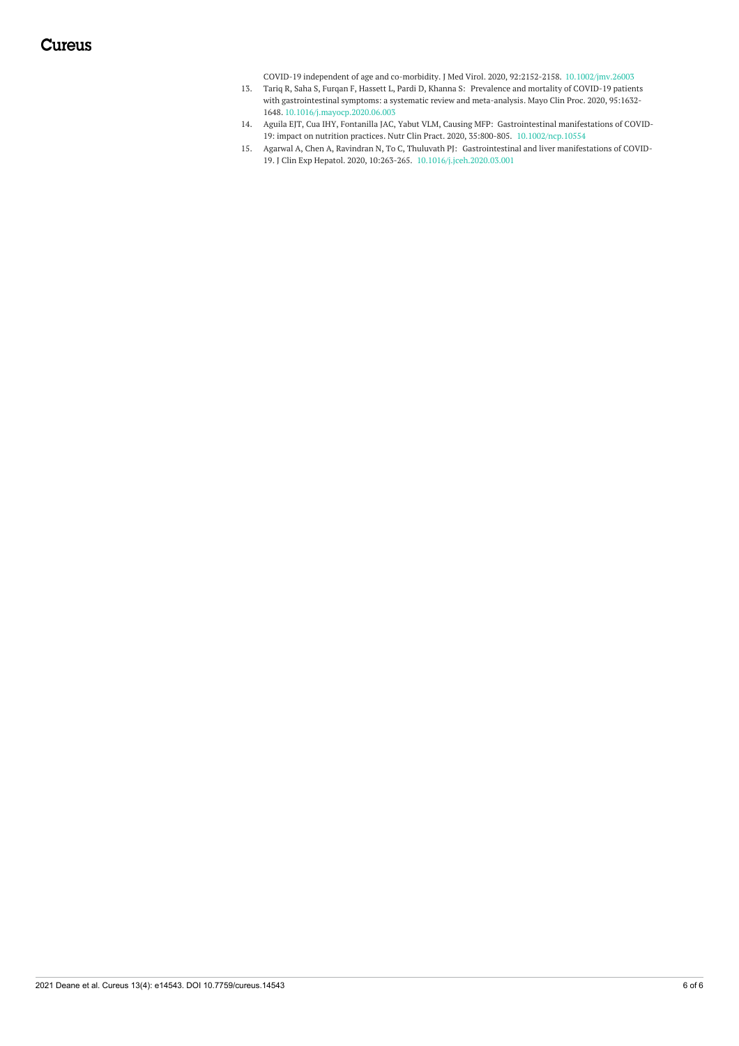COVID-19 independent of age and co-morbidity. J Med Virol. 2020, 92:2152-2158. 10.1002/jmv.26003

13. Tariq R, Saha S, Furqan F, Hassett L, Pardi D, Khanna S: Prevalence and mortality of COVID-19 patients with gastrointestinal symptoms: a systematic review and meta-analysis. Mayo Clin Proc. 2020, 95:1632-1648. 10.1016/j.mayocp.2020.06.003
14. Aguila EJT, Cua IHY, Fontanilla JAC, Yabut VLM, Causing MFP: Gastrointestinal manifestations of COVID-19: impact on nutrition practices. Nutr Clin Pract. 2020, 35:800-805. 10.1002/ncp.10554
15. Agarwal A, Chen A, Ravindran N, To C, Thuluvath PJ: Gastrointestinal and liver manifestations of COVID-19. J Clin Exp Hepatol. 2020, 10:263-265. 10.1016/j.jceh.2020.03.001